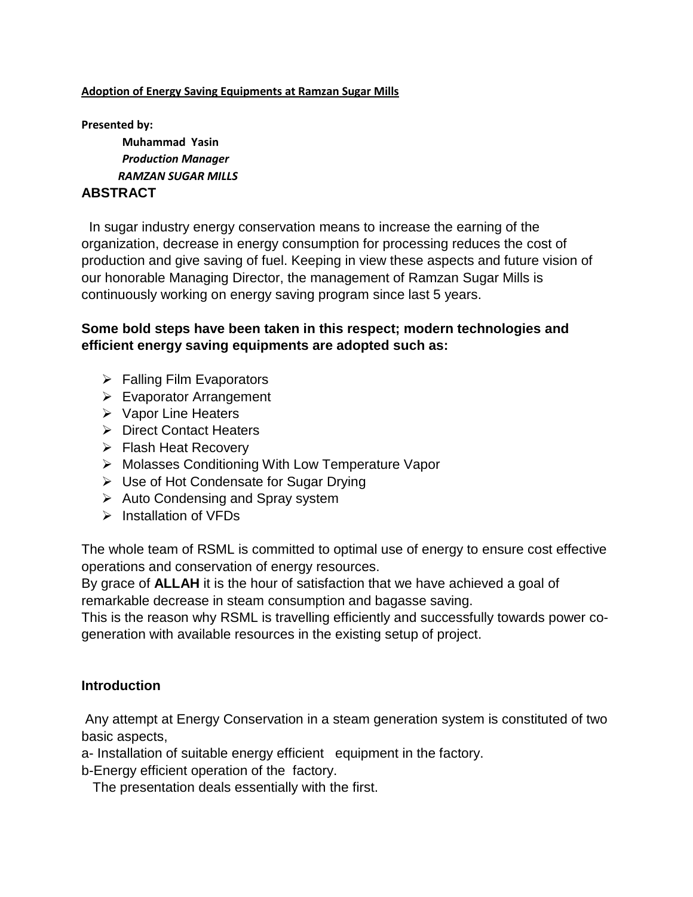# Adoption of Energy Saving Equipments at Ramzan Sugar Mills

**Presented by:**

**Muhammad Yasin**
***Production Manager***
***RAMZAN SUGAR MILLS***

## ABSTRACT

In sugar industry energy conservation means to increase the earning of the organization, decrease in energy consumption for processing reduces the cost of production and give saving of fuel. Keeping in view these aspects and future vision of our honorable Managing Director, the management of Ramzan Sugar Mills is continuously working on energy saving program since last 5 years.

**Some bold steps have been taken in this respect; modern technologies and efficient energy saving equipments are adopted such as:**

- Falling Film Evaporators
- Evaporator Arrangement
- Vapor Line Heaters
- Direct Contact Heaters
- Flash Heat Recovery
- Molasses Conditioning With Low Temperature Vapor
- Use of Hot Condensate for Sugar Drying
- Auto Condensing and Spray system
- Installation of VFDs

The whole team of RSML is committed to optimal use of energy to ensure cost effective operations and conservation of energy resources.
By grace of **ALLAH** it is the hour of satisfaction that we have achieved a goal of remarkable decrease in steam consumption and bagasse saving.
This is the reason why RSML is travelling efficiently and successfully towards power co-generation with available resources in the existing setup of project.

## Introduction

Any attempt at Energy Conservation in a steam generation system is constituted of two basic aspects,

a- Installation of suitable energy efficient equipment in the factory.

b-Energy efficient operation of the factory.

The presentation deals essentially with the first.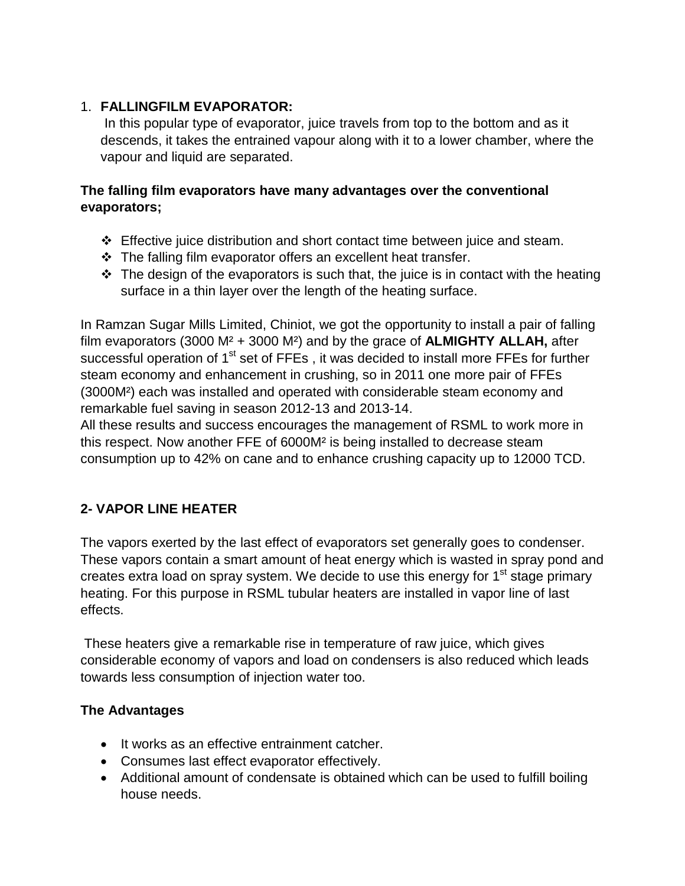1. **FALLINGFILM EVAPORATOR:**
   In this popular type of evaporator, juice travels from top to the bottom and as it descends, it takes the entrained vapour along with it to a lower chamber, where the vapour and liquid are separated.

**The falling film evaporators have many advantages over the conventional evaporators;**

- Effective juice distribution and short contact time between juice and steam.
- The falling film evaporator offers an excellent heat transfer.
- The design of the evaporators is such that, the juice is in contact with the heating surface in a thin layer over the length of the heating surface.

In Ramzan Sugar Mills Limited, Chiniot, we got the opportunity to install a pair of falling film evaporators (3000 M² + 3000 M²) and by the grace of **ALMIGHTY ALLAH,** after successful operation of 1st set of FFEs , it was decided to install more FFEs for further steam economy and enhancement in crushing, so in 2011 one more pair of FFEs (3000M²) each was installed and operated with considerable steam economy and remarkable fuel saving in season 2012-13 and 2013-14.
All these results and success encourages the management of RSML to work more in this respect. Now another FFE of 6000M² is being installed to decrease steam consumption up to 42% on cane and to enhance crushing capacity up to 12000 TCD.

**2- VAPOR LINE HEATER**

The vapors exerted by the last effect of evaporators set generally goes to condenser. These vapors contain a smart amount of heat energy which is wasted in spray pond and creates extra load on spray system. We decide to use this energy for 1st stage primary heating. For this purpose in RSML tubular heaters are installed in vapor line of last effects.

These heaters give a remarkable rise in temperature of raw juice, which gives considerable economy of vapors and load on condensers is also reduced which leads towards less consumption of injection water too.

**The Advantages**

- It works as an effective entrainment catcher.
- Consumes last effect evaporator effectively.
- Additional amount of condensate is obtained which can be used to fulfill boiling house needs.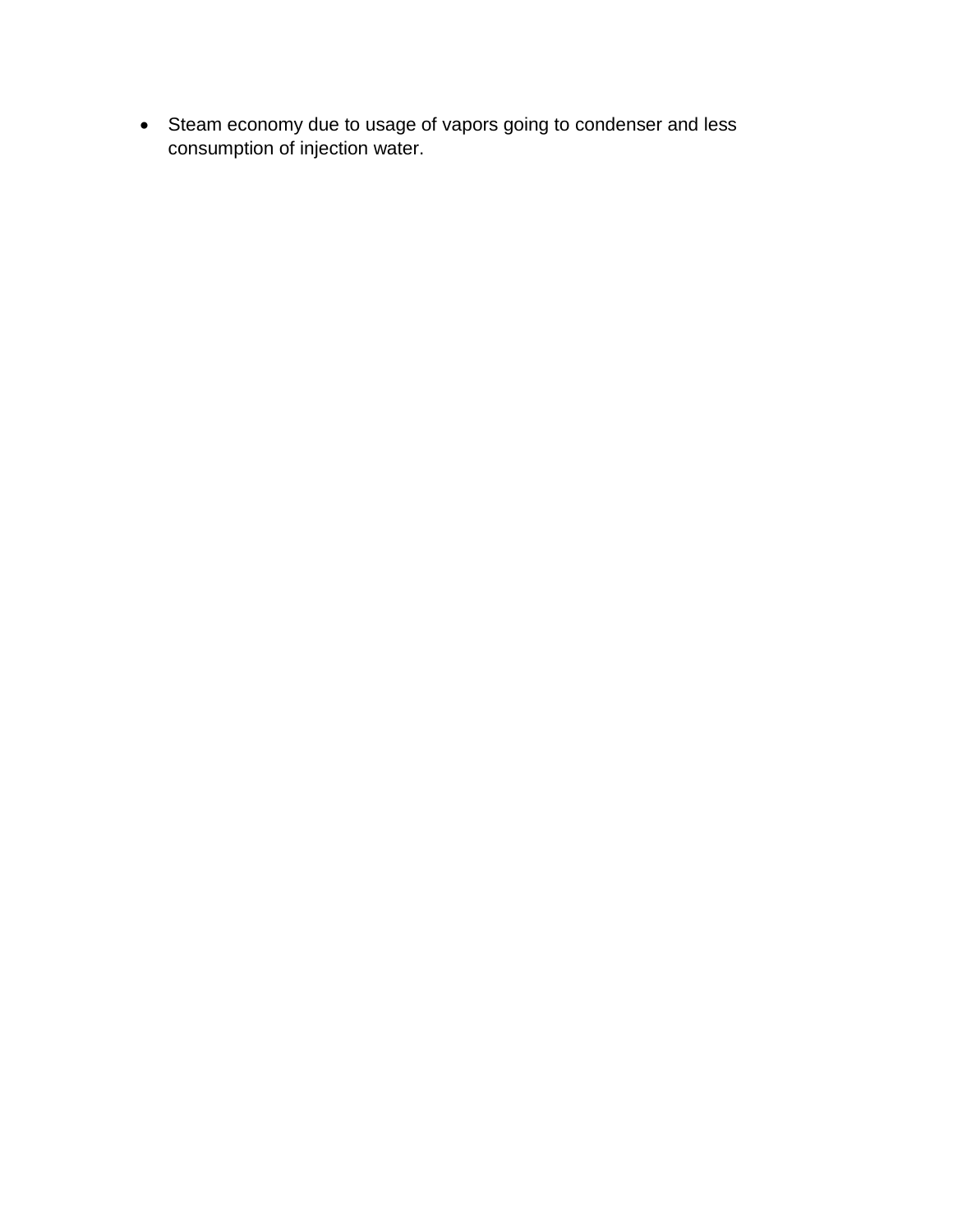- Steam economy due to usage of vapors going to condenser and less consumption of injection water.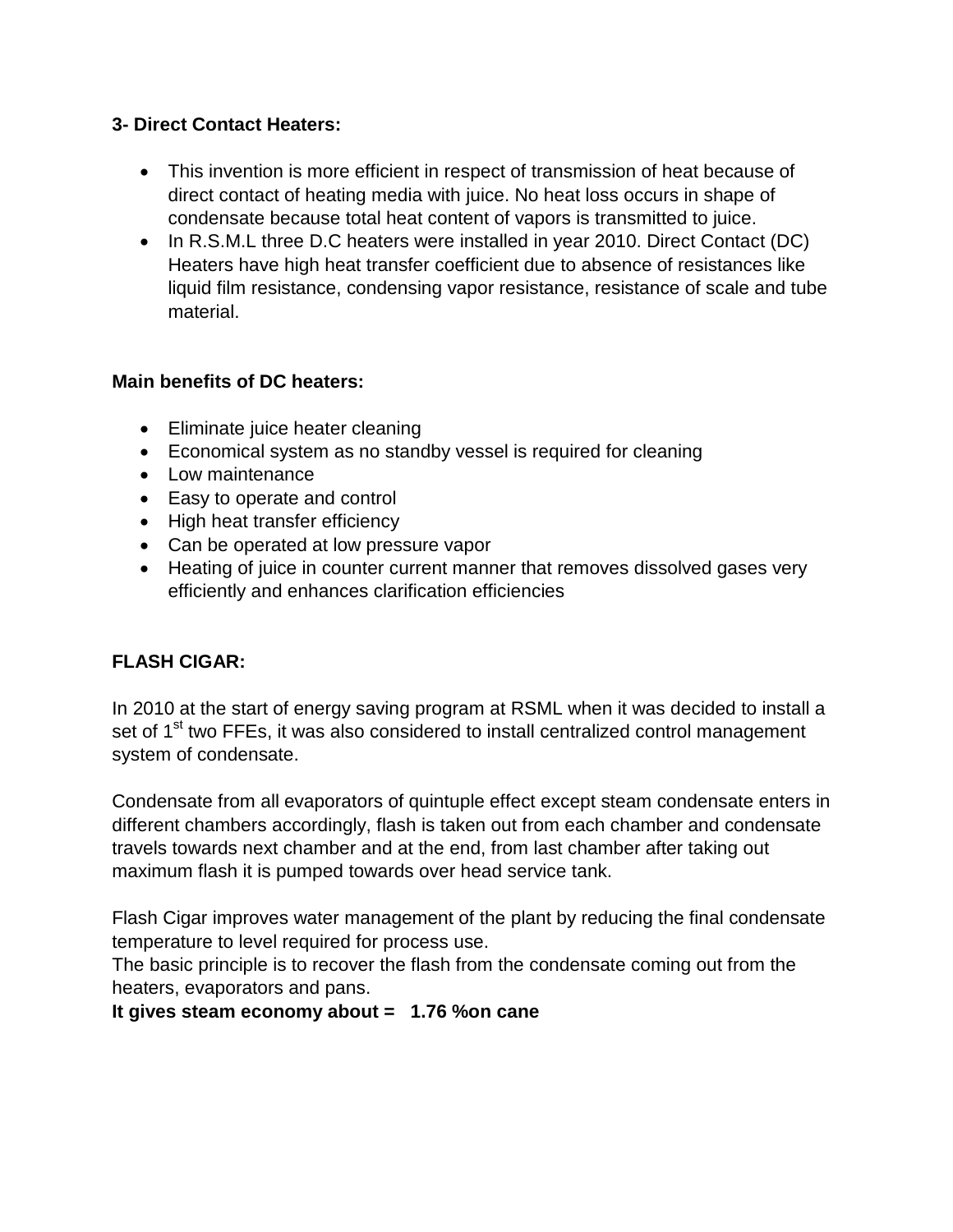**3- Direct Contact Heaters:**

- This invention is more efficient in respect of transmission of heat because of direct contact of heating media with juice. No heat loss occurs in shape of condensate because total heat content of vapors is transmitted to juice.
- In R.S.M.L three D.C heaters were installed in year 2010. Direct Contact (DC) Heaters have high heat transfer coefficient due to absence of resistances like liquid film resistance, condensing vapor resistance, resistance of scale and tube material.

**Main benefits of DC heaters:**

- Eliminate juice heater cleaning
- Economical system as no standby vessel is required for cleaning
- Low maintenance
- Easy to operate and control
- High heat transfer efficiency
- Can be operated at low pressure vapor
- Heating of juice in counter current manner that removes dissolved gases very efficiently and enhances clarification efficiencies

**FLASH CIGAR:**

In 2010 at the start of energy saving program at RSML when it was decided to install a set of 1st two FFEs, it was also considered to install centralized control management system of condensate.

Condensate from all evaporators of quintuple effect except steam condensate enters in different chambers accordingly, flash is taken out from each chamber and condensate travels towards next chamber and at the end, from last chamber after taking out maximum flash it is pumped towards over head service tank.

Flash Cigar improves water management of the plant by reducing the final condensate temperature to level required for process use.
The basic principle is to recover the flash from the condensate coming out from the heaters, evaporators and pans.
**It gives steam economy about = 1.76 %on cane**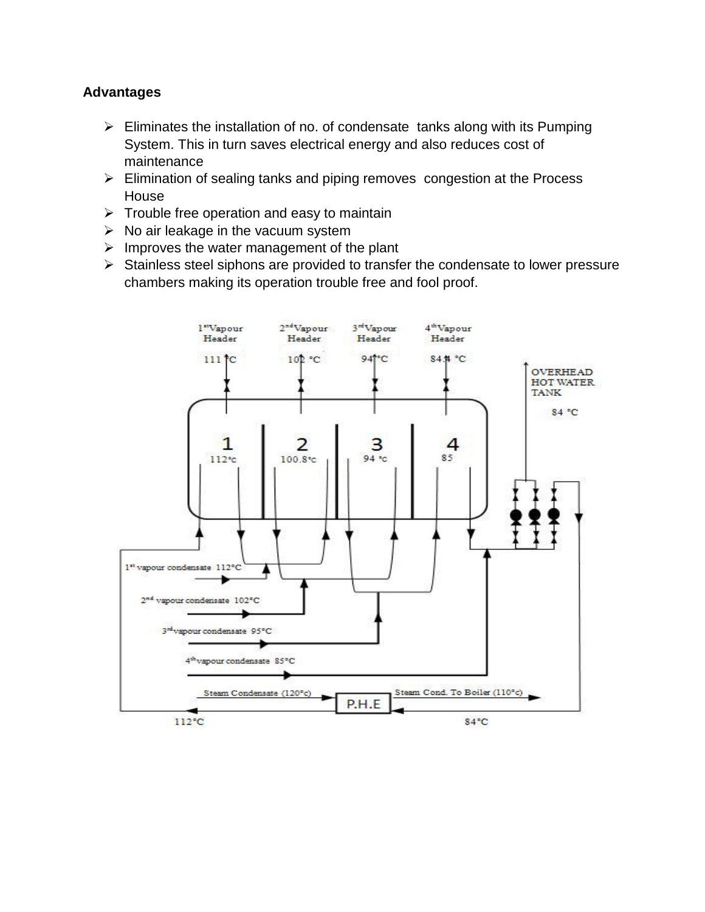**Advantages**

- Eliminates the installation of no. of condensate tanks along with its Pumping System. This in turn saves electrical energy and also reduces cost of maintenance
- Elimination of sealing tanks and piping removes congestion at the Process House
- Trouble free operation and easy to maintain
- No air leakage in the vacuum system
- Improves the water management of the plant
- Stainless steel siphons are provided to transfer the condensate to lower pressure chambers making its operation trouble free and fool proof.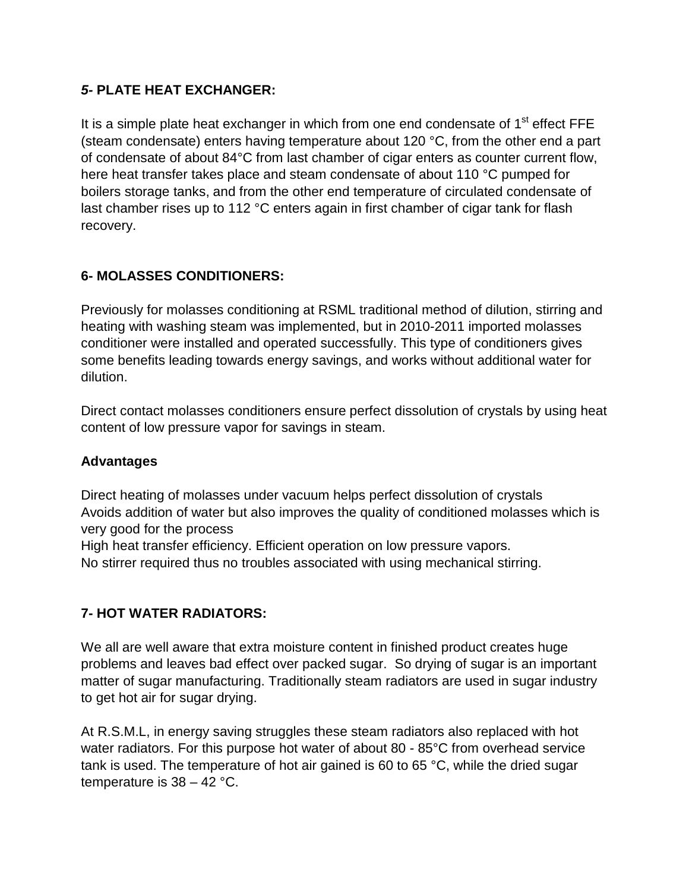### *5*- PLATE HEAT EXCHANGER:

It is a simple plate heat exchanger in which from one end condensate of 1[st] effect FFE (steam condensate) enters having temperature about 120 °C, from the other end a part of condensate of about 84°C from last chamber of cigar enters as counter current flow, here heat transfer takes place and steam condensate of about 110 °C pumped for boilers storage tanks, and from the other end temperature of circulated condensate of last chamber rises up to 112 °C enters again in first chamber of cigar tank for flash recovery.

### 6- MOLASSES CONDITIONERS:

Previously for molasses conditioning at RSML traditional method of dilution, stirring and heating with washing steam was implemented, but in 2010-2011 imported molasses conditioner were installed and operated successfully. This type of conditioners gives some benefits leading towards energy savings, and works without additional water for dilution.

Direct contact molasses conditioners ensure perfect dissolution of crystals by using heat content of low pressure vapor for savings in steam.

**Advantages**

Direct heating of molasses under vacuum helps perfect dissolution of crystals
Avoids addition of water but also improves the quality of conditioned molasses which is very good for the process
High heat transfer efficiency. Efficient operation on low pressure vapors.
No stirrer required thus no troubles associated with using mechanical stirring.

### 7- HOT WATER RADIATORS:

We all are well aware that extra moisture content in finished product creates huge problems and leaves bad effect over packed sugar. So drying of sugar is an important matter of sugar manufacturing. Traditionally steam radiators are used in sugar industry to get hot air for sugar drying.

At R.S.M.L, in energy saving struggles these steam radiators also replaced with hot water radiators. For this purpose hot water of about 80 - 85°C from overhead service tank is used. The temperature of hot air gained is 60 to 65 °C, while the dried sugar temperature is 38 – 42 °C.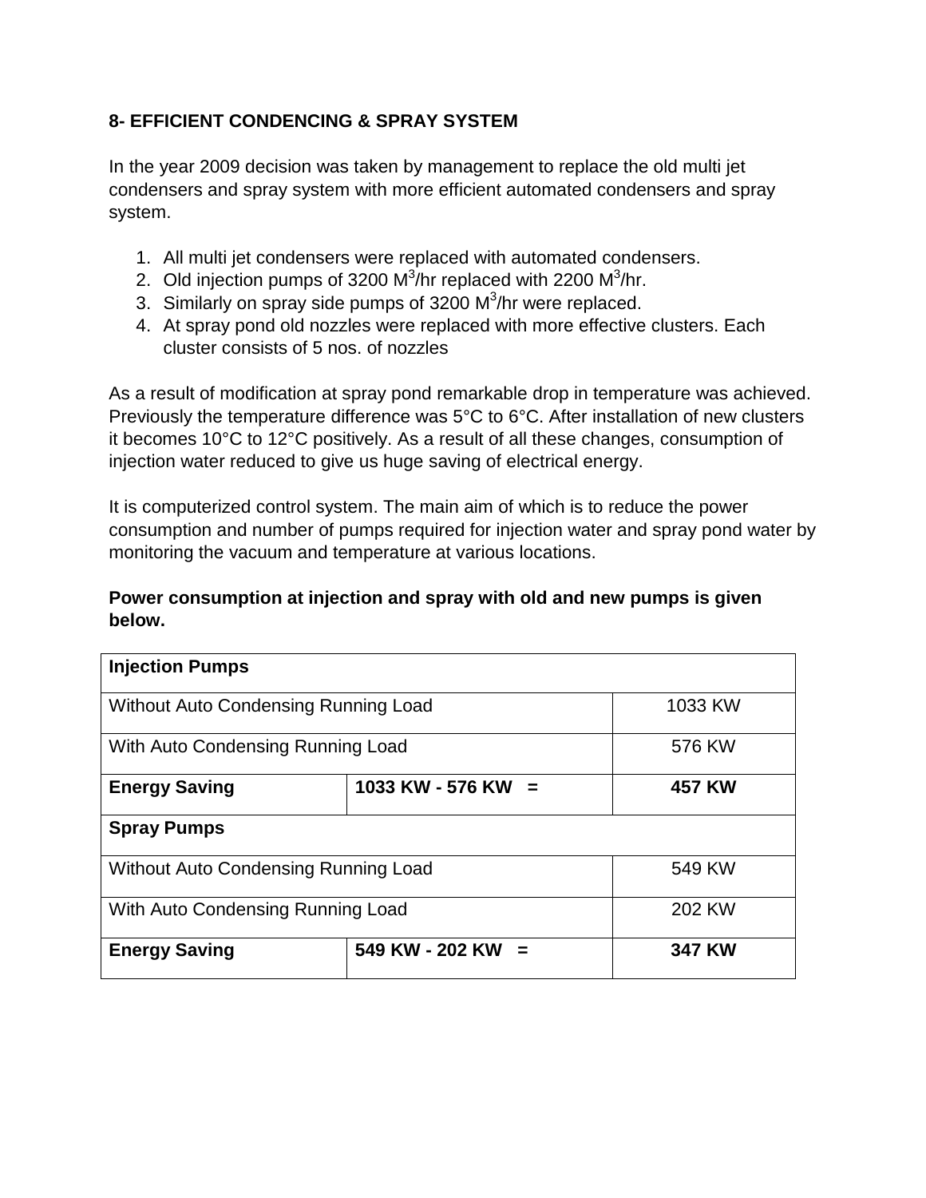### 8- EFFICIENT CONDENCING & SPRAY SYSTEM

In the year 2009 decision was taken by management to replace the old multi jet condensers and spray system with more efficient automated condensers and spray system.

1. All multi jet condensers were replaced with automated condensers.
2. Old injection pumps of 3200 $M^3$/hr replaced with 2200 $M^3$/hr.
3. Similarly on spray side pumps of 3200 $M^3$/hr were replaced.
4. At spray pond old nozzles were replaced with more effective clusters. Each cluster consists of 5 nos. of nozzles

As a result of modification at spray pond remarkable drop in temperature was achieved. Previously the temperature difference was 5°C to 6°C. After installation of new clusters it becomes 10°C to 12°C positively. As a result of all these changes, consumption of injection water reduced to give us huge saving of electrical energy.

It is computerized control system. The main aim of which is to reduce the power consumption and number of pumps required for injection water and spray pond water by monitoring the vacuum and temperature at various locations.

**Power consumption at injection and spray with old and new pumps is given below.**

| **Injection Pumps** | | |
|---|---|---|
| Without Auto Condensing Running Load | | 1033 KW |
| With Auto Condensing Running Load | | 576 KW |
| **Energy Saving** | **1033 KW - 576 KW =** | **457 KW** |
| **Spray Pumps** | | |
| Without Auto Condensing Running Load | | 549 KW |
| With Auto Condensing Running Load | | 202 KW |
| **Energy Saving** | **549 KW - 202 KW =** | **347 KW** |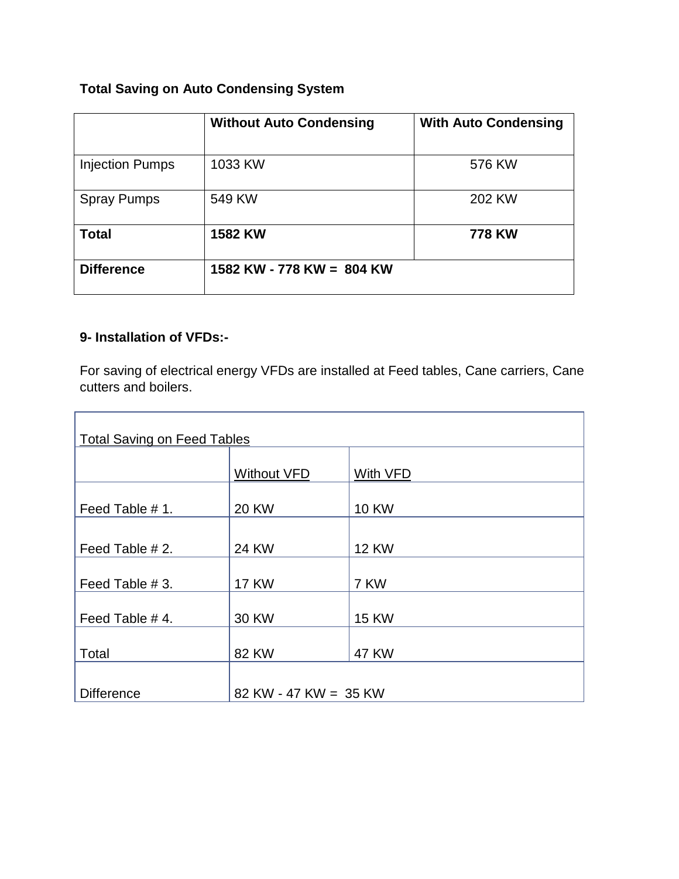**Total Saving on Auto Condensing System**

| | **Without Auto Condensing** | **With Auto Condensing** |
|---|---|---|
| Injection Pumps | 1033 KW | 576 KW |
| Spray Pumps | 549 KW | 202 KW |
| **Total** | **1582 KW** | **778 KW** |
| **Difference** | **1582 KW - 778 KW = 804 KW** | |

**9- Installation of VFDs:-**

For saving of electrical energy VFDs are installed at Feed tables, Cane carriers, Cane cutters and boilers.

| Total Saving on Feed Tables | | |
|---|---|---|
| | Without VFD | With VFD |
| Feed Table # 1. | 20 KW | 10 KW |
| Feed Table # 2. | 24 KW | 12 KW |
| Feed Table # 3. | 17 KW | 7 KW |
| Feed Table # 4. | 30 KW | 15 KW |
| Total | 82 KW | 47 KW |
| Difference | 82 KW - 47 KW = 35 KW | |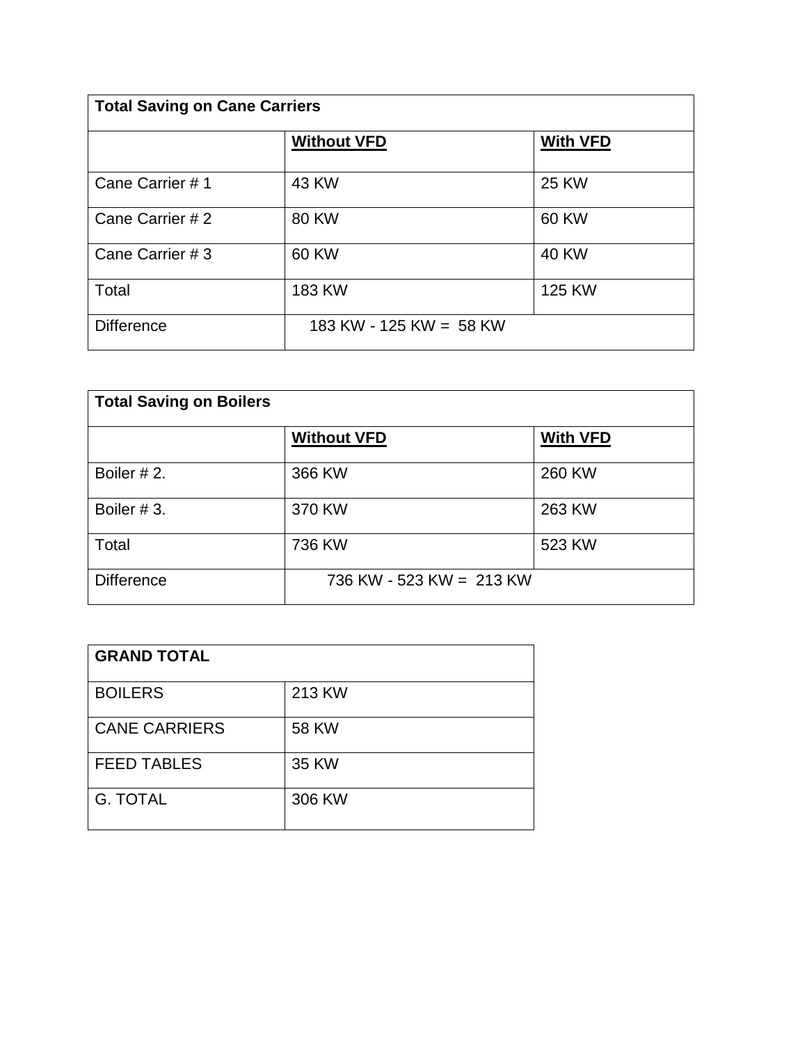| Total Saving on Cane Carriers | | |
|---|---|---|
| | **Without VFD** | **With VFD** |
| Cane Carrier # 1 | 43 KW | 25 KW |
| Cane Carrier # 2 | 80 KW | 60 KW |
| Cane Carrier # 3 | 60 KW | 40 KW |
| Total | 183 KW | 125 KW |
| Difference | 183 KW - 125 KW = 58 KW | |

| Total Saving on Boilers | | |
|---|---|---|
| | **Without VFD** | **With VFD** |
| Boiler # 2. | 366 KW | 260 KW |
| Boiler # 3. | 370 KW | 263 KW |
| Total | 736 KW | 523 KW |
| Difference | 736 KW - 523 KW = 213 KW | |

| GRAND TOTAL | |
|---|---|
| BOILERS | 213 KW |
| CANE CARRIERS | 58 KW |
| FEED TABLES | 35 KW |
| G. TOTAL | 306 KW |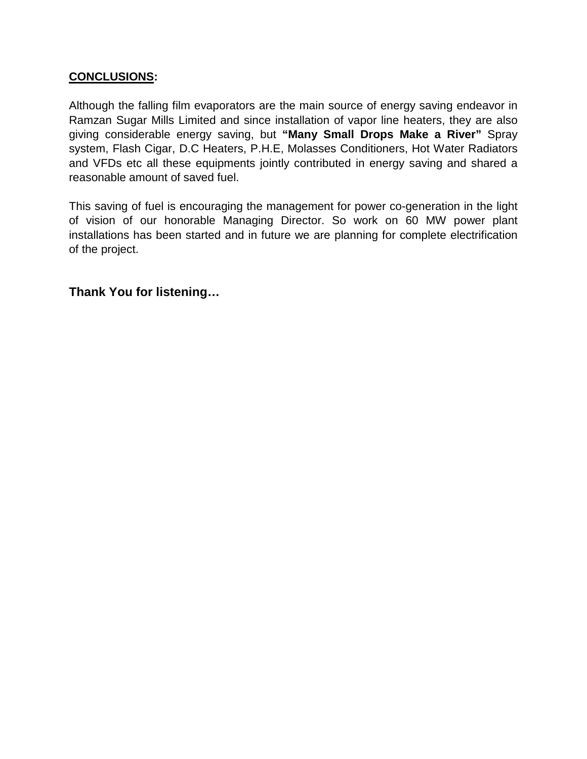## **CONCLUSIONS:**

Although the falling film evaporators are the main source of energy saving endeavor in Ramzan Sugar Mills Limited and since installation of vapor line heaters, they are also giving considerable energy saving, but **"Many Small Drops Make a River"** Spray system, Flash Cigar, D.C Heaters, P.H.E, Molasses Conditioners, Hot Water Radiators and VFDs etc all these equipments jointly contributed in energy saving and shared a reasonable amount of saved fuel.

This saving of fuel is encouraging the management for power co-generation in the light of vision of our honorable Managing Director. So work on 60 MW power plant installations has been started and in future we are planning for complete electrification of the project.

**Thank You for listening…**